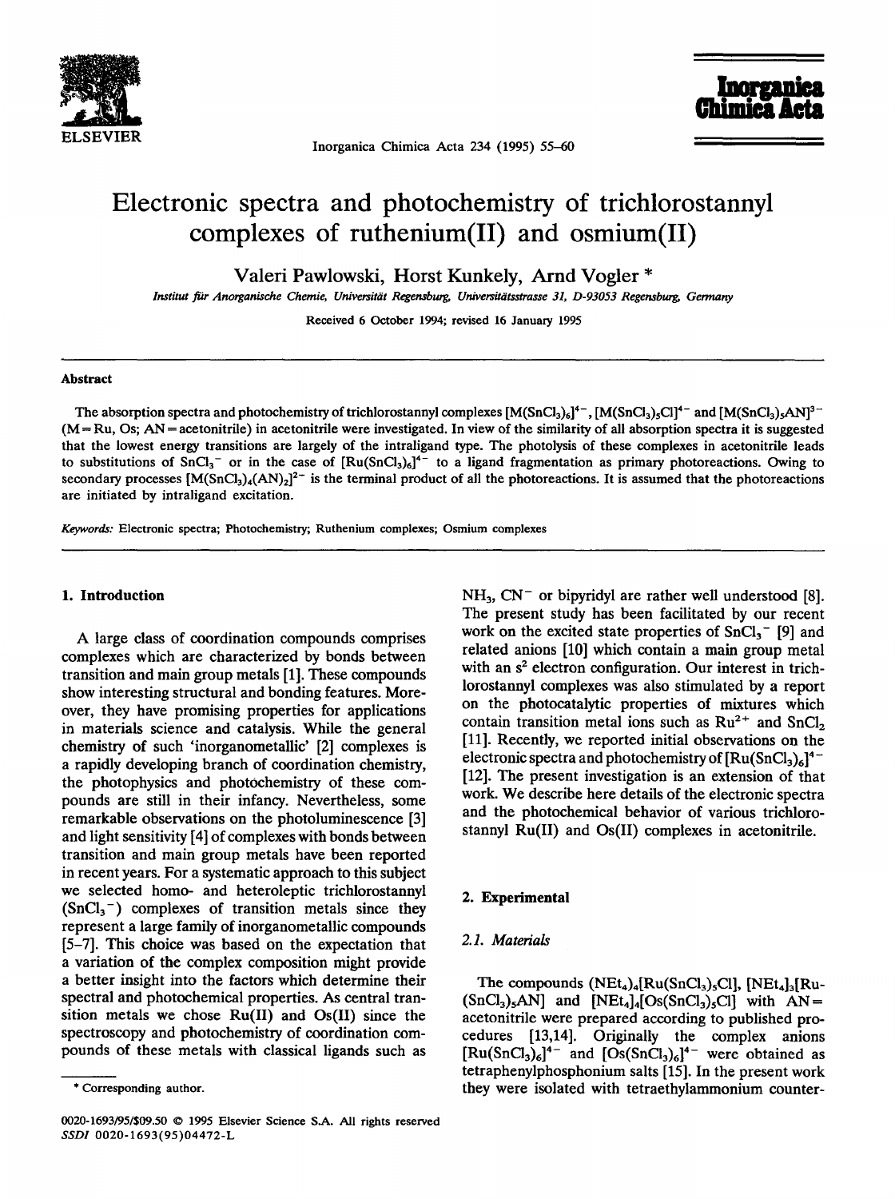# Electronic spectra and photochemistry of trichlorostannyl complexes of ruthenium(II) and osmium(II)

Valeri Pawlowski, Horst Kunkely, Arnd Vogler *

*Institut für Anorganische Chemie, Universität Regensburg, Universitätsstrasse 31, D-93053 Regensburg, Germany*

Received 6 October 1994; revised 16 January 1995

## Abstract

The absorption spectra and photochemistry of trichlorostannyl complexes $[M(SnCl_3)_6]^{4-}$, $[M(SnCl_3)_5Cl]^{4-}$ and $[M(SnCl_3)_5AN]^{3-}$ (M = Ru, Os; AN = acetonitrile) in acetonitrile were investigated. In view of the similarity of all absorption spectra it is suggested that the lowest energy transitions are largely of the intraligand type. The photolysis of these complexes in acetonitrile leads to substitutions of $SnCl_3^-$ or in the case of $[Ru(SnCl_3)_6]^{4-}$ to a ligand fragmentation as primary photoreactions. Owing to secondary processes $[M(SnCl_3)_4(AN)_2]^{2-}$ is the terminal product of all the photoreactions. It is assumed that the photoreactions are initiated by intraligand excitation.

*Keywords:* Electronic spectra; Photochemistry; Ruthenium complexes; Osmium complexes

## 1. Introduction

A large class of coordination compounds comprises complexes which are characterized by bonds between transition and main group metals [1]. These compounds show interesting structural and bonding features. Moreover, they have promising properties for applications in materials science and catalysis. While the general chemistry of such 'inorganometallic' [2] complexes is a rapidly developing branch of coordination chemistry, the photophysics and photochemistry of these compounds are still in their infancy. Nevertheless, some remarkable observations on the photoluminescence [3] and light sensitivity [4] of complexes with bonds between transition and main group metals have been reported in recent years. For a systematic approach to this subject we selected homo- and heteroleptic trichlorostannyl ($SnCl_3^-$) complexes of transition metals since they represent a large family of inorganometallic compounds [5–7]. This choice was based on the expectation that a variation of the complex composition might provide a better insight into the factors which determine their spectral and photochemical properties. As central transition metals we chose Ru(II) and Os(II) since the spectroscopy and photochemistry of coordination compounds of these metals with classical ligands such as $NH_3$, $CN^-$ or bipyridyl are rather well understood [8]. The present study has been facilitated by our recent work on the excited state properties of $SnCl_3^-$ [9] and related anions [10] which contain a main group metal with an $s^2$ electron configuration. Our interest in trichlorostannyl complexes was also stimulated by a report on the photocatalytic properties of mixtures which contain transition metal ions such as $Ru^{2+}$ and $SnCl_2$ [11]. Recently, we reported initial observations on the electronic spectra and photochemistry of $[Ru(SnCl_3)_6]^{4-}$ [12]. The present investigation is an extension of that work. We describe here details of the electronic spectra and the photochemical behavior of various trichlorostannyl Ru(II) and Os(II) complexes in acetonitrile.

## 2. Experimental

### 2.1. Materials

The compounds $(NEt_4)_4[Ru(SnCl_3)_5Cl]$, $[NEt_4]_3[Ru(SnCl_3)_5AN]$ and $[NEt_4]_4[Os(SnCl_3)_5Cl]$ with AN = acetonitrile were prepared according to published procedures [13,14]. Originally the complex anions $[Ru(SnCl_3)_6]^{4-}$ and $[Os(SnCl_3)_6]^{4-}$ were obtained as tetraphenylphosphonium salts [15]. In the present work they were isolated with tetraethylammonium counter-

---

\* Corresponding author.

0020-1693/95/$09.50 © 1995 Elsevier Science S.A. All rights reserved
SSDI 0020-1693(95)04472-L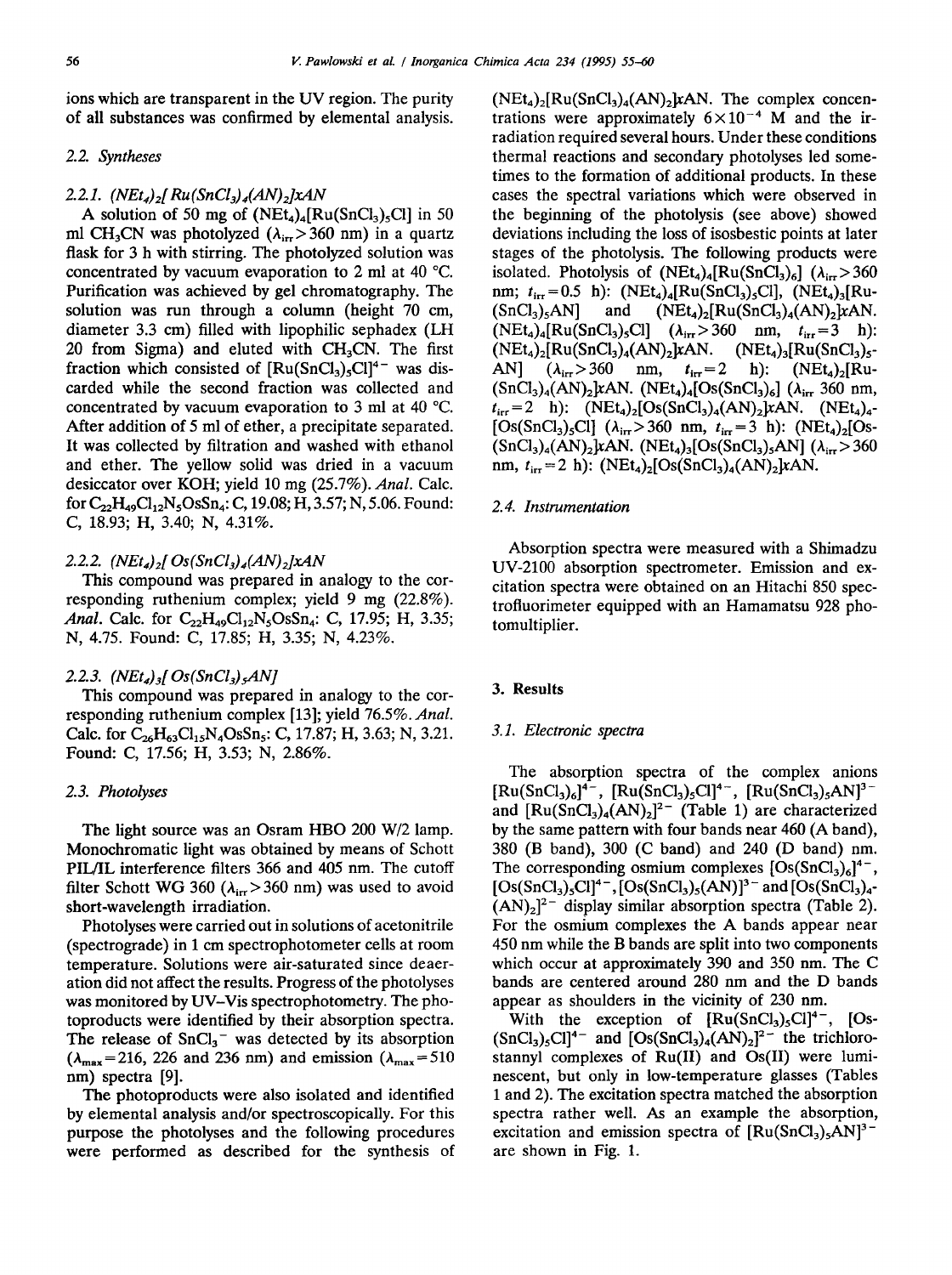ions which are transparent in the UV region. The purity of all substances was confirmed by elemental analysis.

### 2.2. Syntheses

#### 2.2.1. $(NEt_4)_2[Ru(SnCl_3)_4(AN)_2]xAN$

A solution of 50 mg of $(NEt_4)_4[Ru(SnCl_3)_5Cl]$ in 50 ml $CH_3CN$ was photolyzed ($\lambda_{irr}>360$ nm) in a quartz flask for 3 h with stirring. The photolyzed solution was concentrated by vacuum evaporation to 2 ml at 40 °C. Purification was achieved by gel chromatography. The solution was run through a column (height 70 cm, diameter 3.3 cm) filled with lipophilic sephadex (LH 20 from Sigma) and eluted with $CH_3CN$. The first fraction which consisted of $[Ru(SnCl_3)_5Cl]^{4-}$ was discarded while the second fraction was collected and concentrated by vacuum evaporation to 3 ml at 40 °C. After addition of 5 ml of ether, a precipitate separated. It was collected by filtration and washed with ethanol and ether. The yellow solid was dried in a vacuum desiccator over KOH; yield 10 mg (25.7%). *Anal.* Calc. for $C_{22}H_{49}Cl_{12}N_5OsSn_4$: C, 19.08; H, 3.57; N, 5.06. Found: C, 18.93; H, 3.40; N, 4.31%.

#### 2.2.2. $(NEt_4)_2[Os(SnCl_3)_4(AN)_2]xAN$

This compound was prepared in analogy to the corresponding ruthenium complex; yield 9 mg (22.8%). *Anal.* Calc. for $C_{22}H_{49}Cl_{12}N_5OsSn_4$: C, 17.95; H, 3.35; N, 4.75. Found: C, 17.85; H, 3.35; N, 4.23%.

#### 2.2.3. $(NEt_4)_3[Os(SnCl_3)_5AN]$

This compound was prepared in analogy to the corresponding ruthenium complex [13]; yield 76.5%. *Anal.* Calc. for $C_{26}H_{63}Cl_{15}N_4OsSn_5$: C, 17.87; H, 3.63; N, 3.21. Found: C, 17.56; H, 3.53; N, 2.86%.

### 2.3. Photolyses

The light source was an Osram HBO 200 W/2 lamp. Monochromatic light was obtained by means of Schott PIL/IL interference filters 366 and 405 nm. The cutoff filter Schott WG 360 ($\lambda_{irr}>360$ nm) was used to avoid short-wavelength irradiation.

Photolyses were carried out in solutions of acetonitrile (spectrograde) in 1 cm spectrophotometer cells at room temperature. Solutions were air-saturated since deaeration did not affect the results. Progress of the photolyses was monitored by UV–Vis spectrophotometry. The photoproducts were identified by their absorption spectra. The release of $SnCl_3^-$ was detected by its absorption ($\lambda_{max}=216$, 226 and 236 nm) and emission ($\lambda_{max}=510$ nm) spectra [9].

The photoproducts were also isolated and identified by elemental analysis and/or spectroscopically. For this purpose the photolyses and the following procedures were performed as described for the synthesis of $(NEt_4)_2[Ru(SnCl_3)_4(AN)_2]xAN$. The complex concentrations were approximately $6\times10^{-4}$ M and the irradiation required several hours. Under these conditions thermal reactions and secondary photolyses led sometimes to the formation of additional products. In these cases the spectral variations which were observed in the beginning of the photolysis (see above) showed deviations including the loss of isosbestic points at later stages of the photolysis. The following products were isolated. Photolysis of $(NEt_4)_4[Ru(SnCl_3)_6]$ ($\lambda_{irr}>360$ nm; $t_{irr}=0.5$ h): $(NEt_4)_4[Ru(SnCl_3)_5Cl]$, $(NEt_4)_3[Ru(SnCl_3)_5AN]$ and $(NEt_4)_2[Ru(SnCl_3)_4(AN)_2]xAN$. $(NEt_4)_4[Ru(SnCl_3)_5Cl]$ ($\lambda_{irr}>360$ nm, $t_{irr}=3$ h): $(NEt_4)_2[Ru(SnCl_3)_4(AN)_2]xAN$. $(NEt_4)_3[Ru(SnCl_3)_5AN]$ ($\lambda_{irr}>360$ nm, $t_{irr}=2$ h): $(NEt_4)_2[Ru(SnCl_3)_4(AN)_2]xAN$. $(NEt_4)_4[Os(SnCl_3)_6]$ ($\lambda_{irr}$ 360 nm, $t_{irr}=2$ h): $(NEt_4)_2[Os(SnCl_3)_4(AN)_2]xAN$. $(NEt_4)_4[Os(SnCl_3)_5Cl]$ ($\lambda_{irr}>360$ nm, $t_{irr}=3$ h): $(NEt_4)_2[Os(SnCl_3)_4(AN)_2]xAN$. $(NEt_4)_3[Os(SnCl_3)_5AN]$ ($\lambda_{irr}>360$ nm, $t_{irr}=2$ h): $(NEt_4)_2[Os(SnCl_3)_4(AN)_2]xAN$.

### 2.4. Instrumentation

Absorption spectra were measured with a Shimadzu UV-2100 absorption spectrometer. Emission and excitation spectra were obtained on an Hitachi 850 spectrofluorimeter equipped with an Hamamatsu 928 photomultiplier.

## 3. Results

### 3.1. Electronic spectra

The absorption spectra of the complex anions $[Ru(SnCl_3)_6]^{4-}$, $[Ru(SnCl_3)_5Cl]^{4-}$, $[Ru(SnCl_3)_5AN]^{3-}$ and $[Ru(SnCl_3)_4(AN)_2]^{2-}$ (Table 1) are characterized by the same pattern with four bands near 460 (A band), 380 (B band), 300 (C band) and 240 (D band) nm. The corresponding osmium complexes $[Os(SnCl_3)_6]^{4-}$, $[Os(SnCl_3)_5Cl]^{4-}$, $[Os(SnCl_3)_5(AN)]^{3-}$ and $[Os(SnCl_3)_4(AN)_2]^{2-}$ display similar absorption spectra (Table 2). For the osmium complexes the A bands appear near 450 nm while the B bands are split into two components which occur at approximately 390 and 350 nm. The C bands are centered around 280 nm and the D bands appear as shoulders in the vicinity of 230 nm.

With the exception of $[Ru(SnCl_3)_5Cl]^{4-}$, $[Os(SnCl_3)_5Cl]^{4-}$ and $[Os(SnCl_3)_4(AN)_2]^{2-}$ the trichlorostannyl complexes of Ru(II) and Os(II) were luminescent, but only in low-temperature glasses (Tables 1 and 2). The excitation spectra matched the absorption spectra rather well. As an example the absorption, excitation and emission spectra of $[Ru(SnCl_3)_5AN]^{3-}$ are shown in Fig. 1.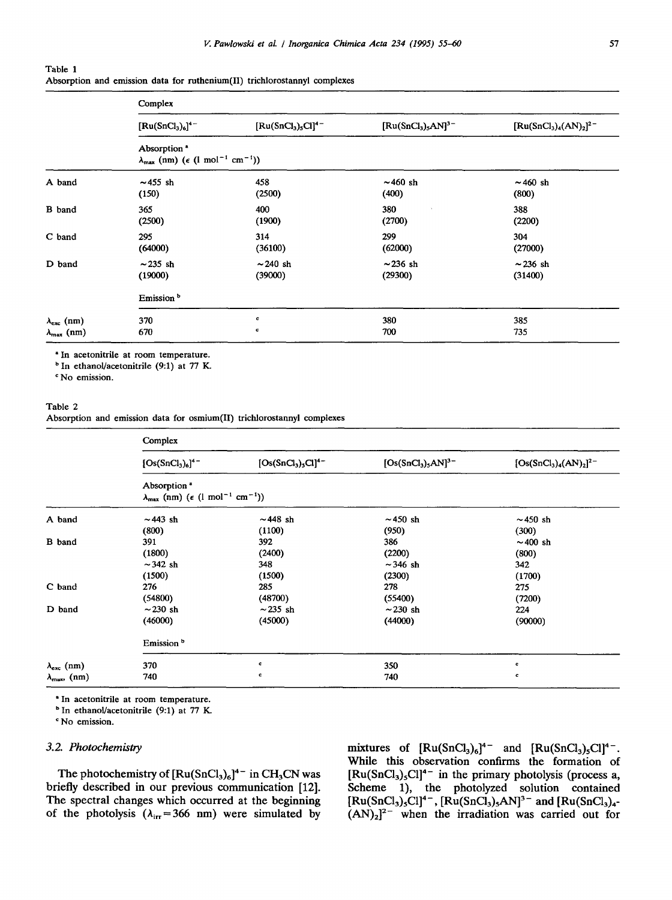Table 1
Absorption and emission data for ruthenium(II) trichlorostannyl complexes

| | Complex | | | |
|---|---|---|---|---|
| | $[Ru(SnCl_3)_6]^{4-}$ | $[Ru(SnCl_3)_5Cl]^{4-}$ | $[Ru(SnCl_3)_5AN]^{3-}$ | $[Ru(SnCl_3)_4(AN)_2]^{2-}$ |
| | Absorption [a] $\lambda_{max}$ (nm) ($\epsilon$ (l mol$^{-1}$ cm$^{-1}$)) | | | |
| A band | ~455 sh (150) | 458 (2500) | ~460 sh (400) | ~460 sh (800) |
| B band | 365 (2500) | 400 (1900) | 380 (2700) | 388 (2200) |
| C band | 295 (64000) | 314 (36100) | 299 (62000) | 304 (27000) |
| D band | ~235 sh (19000) | ~240 sh (39000) | ~236 sh (29300) | ~236 sh (31400) |
| | Emission [b] | | | |
| $\lambda_{exc}$ (nm) | 370 | [c] | 380 | 385 |
| $\lambda_{max}$ (nm) | 670 | [c] | 700 | 735 |

[a] In acetonitrile at room temperature.
[b] In ethanol/acetonitrile (9:1) at 77 K.
[c] No emission.

Table 2
Absorption and emission data for osmium(II) trichlorostannyl complexes

| | Complex | | | |
|---|---|---|---|---|
| | $[Os(SnCl_3)_6]^{4-}$ | $[Os(SnCl_3)_5Cl]^{4-}$ | $[Os(SnCl_3)_5AN]^{3-}$ | $[Os(SnCl_3)_4(AN)_2]^{2-}$ |
| | Absorption [a] $\lambda_{max}$ (nm) ($\epsilon$ (l mol$^{-1}$ cm$^{-1}$)) | | | |
| A band | ~443 sh (800) | ~448 sh (1100) | ~450 sh (950) | ~450 sh (300) |
| B band | 391 (1800) | 392 (2400) | 386 (2200) | ~400 sh (800) |
| | ~342 sh (1500) | 348 (1500) | ~346 sh (2300) | 342 (1700) |
| C band | 276 (54800) | 285 (48700) | 278 (55400) | 275 (7200) |
| D band | ~230 sh (46000) | ~235 sh (45000) | ~230 sh (44000) | 224 (90000) |
| | Emission [b] | | | |
| $\lambda_{exc}$ (nm) | 370 | [c] | 350 | [c] |
| $\lambda_{max}$ (nm) | 740 | [c] | 740 | [c] |

[a] In acetonitrile at room temperature.
[b] In ethanol/acetonitrile (9:1) at 77 K.
[c] No emission.

### 3.2. Photochemistry

The photochemistry of $[Ru(SnCl_3)_6]^{4-}$ in $CH_3CN$ was briefly described in our previous communication [12]. The spectral changes which occurred at the beginning of the photolysis ($\lambda_{irr}$ = 366 nm) were simulated by mixtures of $[Ru(SnCl_3)_6]^{4-}$ and $[Ru(SnCl_3)_5Cl]^{4-}$. While this observation confirms the formation of $[Ru(SnCl_3)_5Cl]^{4-}$ in the primary photolysis (process a, Scheme 1), the photolyzed solution contained $[Ru(SnCl_3)_5Cl]^{4-}$, $[Ru(SnCl_3)_5AN]^{3-}$ and $[Ru(SnCl_3)_4(AN)_2]^{2-}$ when the irradiation was carried out for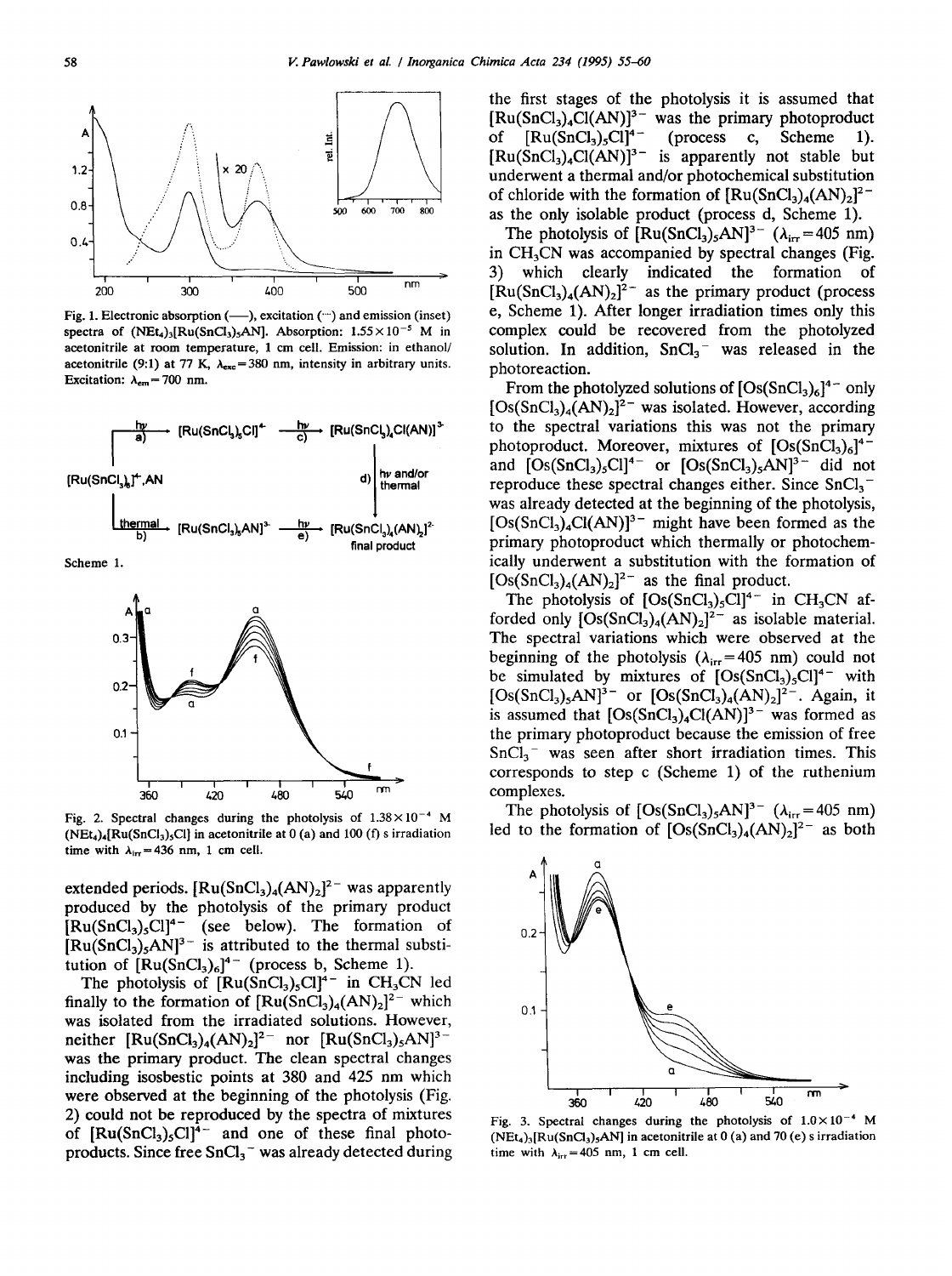Fig. 1. Electronic absorption (——), excitation (···) and emission (inset) spectra of $(NEt_4)_3[Ru(SnCl_3)_5AN]$. Absorption: $1.55\times10^{-5}$ M in acetonitrile at room temperature, 1 cm cell. Emission: in ethanol/acetonitrile (9:1) at 77 K, $\lambda_{exc}=380$ nm, intensity in arbitrary units. Excitation: $\lambda_{em}=700$ nm.

Scheme 1.

Fig. 2. Spectral changes during the photolysis of $1.38\times10^{-4}$ M $(NEt_4)_4[Ru(SnCl_3)_5Cl]$ in acetonitrile at 0 (a) and 100 (f) s irradiation time with $\lambda_{irr}=436$ nm, 1 cm cell.

extended periods. $[Ru(SnCl_3)_4(AN)_2]^{2-}$ was apparently produced by the photolysis of the primary product $[Ru(SnCl_3)_5Cl]^{4-}$ (see below). The formation of $[Ru(SnCl_3)_5AN]^{3-}$ is attributed to the thermal substitution of $[Ru(SnCl_3)_6]^{4-}$ (process b, Scheme 1).

The photolysis of $[Ru(SnCl_3)_5Cl]^{4-}$ in $CH_3CN$ led finally to the formation of $[Ru(SnCl_3)_4(AN)_2]^{2-}$ which was isolated from the irradiated solutions. However, neither $[Ru(SnCl_3)_4(AN)_2]^{2-}$ nor $[Ru(SnCl_3)_5AN]^{3-}$ was the primary product. The clean spectral changes including isosbestic points at 380 and 425 nm which were observed at the beginning of the photolysis (Fig. 2) could not be reproduced by the spectra of mixtures of $[Ru(SnCl_3)_5Cl]^{4-}$ and one of these final photoproducts. Since free $SnCl_3^-$ was already detected during the first stages of the photolysis it is assumed that $[Ru(SnCl_3)_4Cl(AN)]^{3-}$ was the primary photoproduct of $[Ru(SnCl_3)_5Cl]^{4-}$ (process c, Scheme 1). $[Ru(SnCl_3)_4Cl(AN)]^{3-}$ is apparently not stable but underwent a thermal and/or photochemical substitution of chloride with the formation of $[Ru(SnCl_3)_4(AN)_2]^{2-}$ as the only isolable product (process d, Scheme 1).

The photolysis of $[Ru(SnCl_3)_5AN]^{3-}$ ($\lambda_{irr}=405$ nm) in $CH_3CN$ was accompanied by spectral changes (Fig. 3) which clearly indicated the formation of $[Ru(SnCl_3)_4(AN)_2]^{2-}$ as the primary product (process e, Scheme 1). After longer irradiation times only this complex could be recovered from the photolyzed solution. In addition, $SnCl_3^-$ was released in the photoreaction.

From the photolyzed solutions of $[Os(SnCl_3)_6]^{4-}$ only $[Os(SnCl_3)_4(AN)_2]^{2-}$ was isolated. However, according to the spectral variations this was not the primary photoproduct. Moreover, mixtures of $[Os(SnCl_3)_6]^{4-}$ and $[Os(SnCl_3)_5Cl]^{4-}$ or $[Os(SnCl_3)_5AN]^{3-}$ did not reproduce these spectral changes either. Since $SnCl_3^-$ was already detected at the beginning of the photolysis, $[Os(SnCl_3)_4Cl(AN)]^{3-}$ might have been formed as the primary photoproduct which thermally or photochemically underwent a substitution with the formation of $[Os(SnCl_3)_4(AN)_2]^{2-}$ as the final product.

The photolysis of $[Os(SnCl_3)_5Cl]^{4-}$ in $CH_3CN$ afforded only $[Os(SnCl_3)_4(AN)_2]^{2-}$ as isolable material. The spectral variations which were observed at the beginning of the photolysis ($\lambda_{irr}=405$ nm) could not be simulated by mixtures of $[Os(SnCl_3)_5Cl]^{4-}$ with $[Os(SnCl_3)_5AN]^{3-}$ or $[Os(SnCl_3)_4(AN)_2]^{2-}$. Again, it is assumed that $[Os(SnCl_3)_4Cl(AN)]^{3-}$ was formed as the primary photoproduct because the emission of free $SnCl_3^-$ was seen after short irradiation times. This corresponds to step c (Scheme 1) of the ruthenium complexes.

The photolysis of $[Os(SnCl_3)_5AN]^{3-}$ ($\lambda_{irr}=405$ nm) led to the formation of $[Os(SnCl_3)_4(AN)_2]^{2-}$ as both

Fig. 3. Spectral changes during the photolysis of $1.0\times10^{-4}$ M $(NEt_4)_3[Ru(SnCl_3)_5AN]$ in acetonitrile at 0 (a) and 70 (e) s irradiation time with $\lambda_{irr}=405$ nm, 1 cm cell.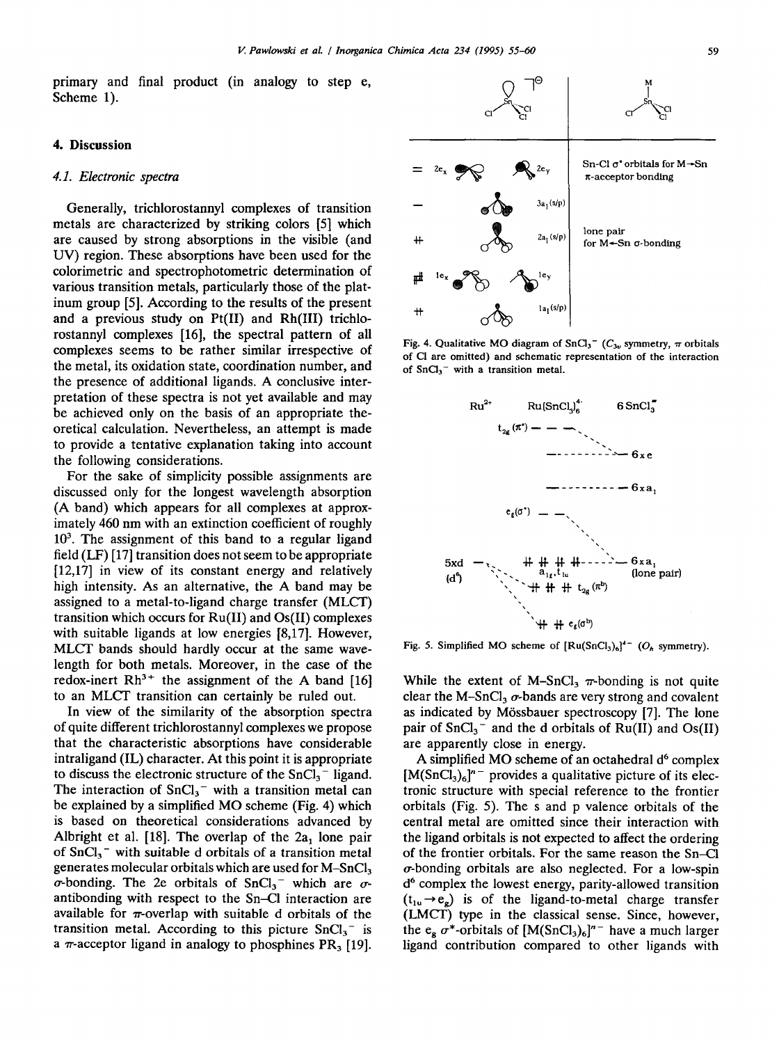primary and final product (in analogy to step e, Scheme 1).

## 4. Discussion

### 4.1. Electronic spectra

Generally, trichlorostannyl complexes of transition metals are characterized by striking colors [5] which are caused by strong absorptions in the visible (and UV) region. These absorptions have been used for the colorimetric and spectrophotometric determination of various transition metals, particularly those of the platinum group [5]. According to the results of the present and a previous study on Pt(II) and Rh(III) trichlorostannyl complexes [16], the spectral pattern of all complexes seems to be rather similar irrespective of the metal, its oxidation state, coordination number, and the presence of additional ligands. A conclusive interpretation of these spectra is not yet available and may be achieved only on the basis of an appropriate theoretical calculation. Nevertheless, an attempt is made to provide a tentative explanation taking into account the following considerations.

For the sake of simplicity possible assignments are discussed only for the longest wavelength absorption (A band) which appears for all complexes at approximately 460 nm with an extinction coefficient of roughly $10^3$. The assignment of this band to a regular ligand field (LF) [17] transition does not seem to be appropriate [12,17] in view of its constant energy and relatively high intensity. As an alternative, the A band may be assigned to a metal-to-ligand charge transfer (MLCT) transition which occurs for Ru(II) and Os(II) complexes with suitable ligands at low energies [8,17]. However, MLCT bands should hardly occur at the same wavelength for both metals. Moreover, in the case of the redox-inert $Rh^{3+}$ the assignment of the A band [16] to an MLCT transition can certainly be ruled out.

In view of the similarity of the absorption spectra of quite different trichlorostannyl complexes we propose that the characteristic absorptions have considerable intraligand (IL) character. At this point it is appropriate to discuss the electronic structure of the $SnCl_3^-$ ligand. The interaction of $SnCl_3^-$ with a transition metal can be explained by a simplified MO scheme (Fig. 4) which is based on theoretical considerations advanced by Albright et al. [18]. The overlap of the $2a_1$ lone pair of $SnCl_3^-$ with suitable d orbitals of a transition metal generates molecular orbitals which are used for M–$SnCl_3$ $\sigma$-bonding. The 2e orbitals of $SnCl_3^-$ which are $\sigma$-antibonding with respect to the Sn–Cl interaction are available for $\pi$-overlap with suitable d orbitals of the transition metal. According to this picture $SnCl_3^-$ is a $\pi$-acceptor ligand in analogy to phosphines $PR_3$ [19].

Fig. 4. Qualitative MO diagram of $SnCl_3^-$ ($C_{3v}$ symmetry, $\pi$ orbitals of Cl are omitted) and schematic representation of the interaction of $SnCl_3^-$ with a transition metal.

Fig. 5. Simplified MO scheme of $[Ru(SnCl_3)_6]^{4-}$ ($O_h$ symmetry).

While the extent of M–$SnCl_3$ $\pi$-bonding is not quite clear the M–$SnCl_3$ $\sigma$-bands are very strong and covalent as indicated by Mössbauer spectroscopy [7]. The lone pair of $SnCl_3^-$ and the d orbitals of Ru(II) and Os(II) are apparently close in energy.

A simplified MO scheme of an octahedral $d^6$ complex $[M(SnCl_3)_6]^{n-}$ provides a qualitative picture of its electronic structure with special reference to the frontier orbitals (Fig. 5). The s and p valence orbitals of the central metal are omitted since their interaction with the ligand orbitals is not expected to affect the ordering of the frontier orbitals. For the same reason the Sn–Cl $\sigma$-bonding orbitals are also neglected. For a low-spin $d^6$ complex the lowest energy, parity-allowed transition ($t_{1u} \rightarrow e_g$) is of the ligand-to-metal charge transfer (LMCT) type in the classical sense. Since, however, the $e_g$ $\sigma^*$-orbitals of $[M(SnCl_3)_6]^{n-}$ have a much larger ligand contribution compared to other ligands with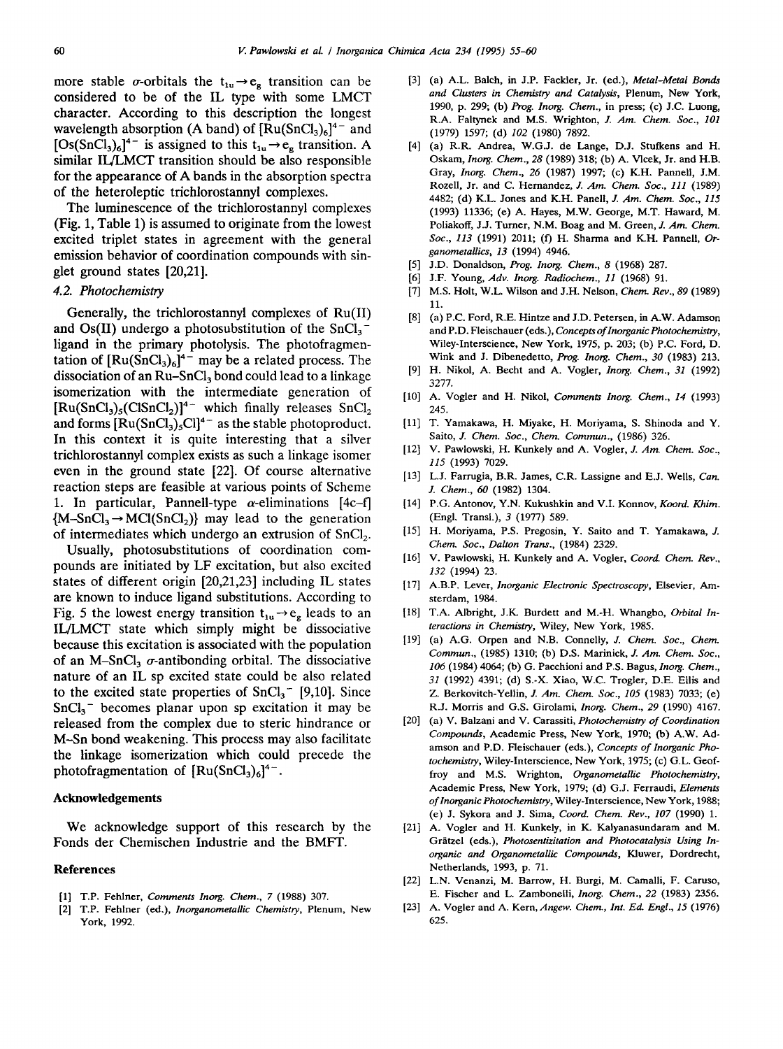more stable σ-orbitals the $t_{1u} \rightarrow e_g$ transition can be considered to be of the IL type with some LMCT character. According to this description the longest wavelength absorption (A band) of $[Ru(SnCl_3)_6]^{4-}$ and $[Os(SnCl_3)_6]^{4-}$ is assigned to this $t_{1u} \rightarrow e_g$ transition. A similar IL/LMCT transition should be also responsible for the appearance of A bands in the absorption spectra of the heteroleptic trichlorostannyl complexes.

The luminescence of the trichlorostannyl complexes (Fig. 1, Table 1) is assumed to originate from the lowest excited triplet states in agreement with the general emission behavior of coordination compounds with singlet ground states [20,21].

### 4.2. Photochemistry

Generally, the trichlorostannyl complexes of Ru(II) and Os(II) undergo a photosubstitution of the $SnCl_3^-$ ligand in the primary photolysis. The photofragmentation of $[Ru(SnCl_3)_6]^{4-}$ may be a related process. The dissociation of an Ru–$SnCl_3$ bond could lead to a linkage isomerization with the intermediate generation of $[Ru(SnCl_3)_5(ClSnCl_2)]^{4-}$ which finally releases $SnCl_2$ and forms $[Ru(SnCl_3)_5Cl]^{4-}$ as the stable photoproduct. In this context it is quite interesting that a silver trichlorostannyl complex exists as such a linkage isomer even in the ground state [22]. Of course alternative reaction steps are feasible at various points of Scheme 1. In particular, Pannell-type α-eliminations [4c–f] $\{M\text{–}SnCl_3 \rightarrow MCl(SnCl_2)\}$ may lead to the generation of intermediates which undergo an extrusion of $SnCl_2$.

Usually, photosubstitutions of coordination compounds are initiated by LF excitation, but also excited states of different origin [20,21,23] including IL states are known to induce ligand substitutions. According to Fig. 5 the lowest energy transition $t_{1u} \rightarrow e_g$ leads to an IL/LMCT state which simply might be dissociative because this excitation is associated with the population of an M–$SnCl_3$ σ-antibonding orbital. The dissociative nature of an IL sp excited state could be also related to the excited state properties of $SnCl_3^-$ [9,10]. Since $SnCl_3^-$ becomes planar upon sp excitation it may be released from the complex due to steric hindrance or M–Sn bond weakening. This process may also facilitate the linkage isomerization which could precede the photofragmentation of $[Ru(SnCl_3)_6]^{4-}$.

## Acknowledgements

We acknowledge support of this research by the Fonds der Chemischen Industrie and the BMFT.

## References

[1] T.P. Fehlner, *Comments Inorg. Chem.*, 7 (1988) 307.

[2] T.P. Fehlner (ed.), *Inorganometallic Chemistry*, Plenum, New York, 1992.

[3] (a) A.L. Balch, in J.P. Fackler, Jr. (ed.), *Metal-Metal Bonds and Clusters in Chemistry and Catalysis*, Plenum, New York, 1990, p. 299; (b) *Prog. Inorg. Chem.*, in press; (c) J.C. Luong, R.A. Faltynek and M.S. Wrighton, *J. Am. Chem. Soc.*, *101* (1979) 1597; (d) *102* (1980) 7892.

[4] (a) R.R. Andrea, W.G.J. de Lange, D.J. Stufkens and H. Oskam, *Inorg. Chem.*, *28* (1989) 318; (b) A. Vlcek, Jr. and H.B. Gray, *Inorg. Chem.*, *26* (1987) 1997; (c) K.H. Pannell, J.M. Rozell, Jr. and C. Hernandez, *J. Am. Chem. Soc.*, *111* (1989) 4482; (d) K.L. Jones and K.H. Panell, *J. Am. Chem. Soc.*, *115* (1993) 11336; (e) A. Hayes, M.W. George, M.T. Haward, M. Poliakoff, J.J. Turner, N.M. Boag and M. Green, *J. Am. Chem. Soc.*, *113* (1991) 2011; (f) H. Sharma and K.H. Pannell, *Organometallics*, *13* (1994) 4946.

[5] J.D. Donaldson, *Prog. Inorg. Chem.*, *8* (1968) 287.

[6] J.F. Young, *Adv. Inorg. Radiochem.*, *11* (1968) 91.

[7] M.S. Holt, W.L. Wilson and J.H. Nelson, *Chem. Rev.*, *89* (1989) 11.

[8] (a) P.C. Ford, R.E. Hintze and J.D. Petersen, in A.W. Adamson and P.D. Fleischauer (eds.), *Concepts of Inorganic Photochemistry*, Wiley-Interscience, New York, 1975, p. 203; (b) P.C. Ford, D. Wink and J. Dibenedetto, *Prog. Inorg. Chem.*, *30* (1983) 213.

[9] H. Nikol, A. Becht and A. Vogler, *Inorg. Chem.*, *31* (1992) 3277.

[10] A. Vogler and H. Nikol, *Comments Inorg. Chem.*, *14* (1993) 245.

[11] T. Yamakawa, H. Miyake, H. Moriyama, S. Shinoda and Y. Saito, *J. Chem. Soc., Chem. Commun.*, (1986) 326.

[12] V. Pawlowski, H. Kunkely and A. Vogler, *J. Am. Chem. Soc.*, *115* (1993) 7029.

[13] L.J. Farrugia, B.R. James, C.R. Lassigne and E.J. Wells, *Can. J. Chem.*, *60* (1982) 1304.

[14] P.G. Antonov, Y.N. Kukushkin and V.I. Konnov, *Koord. Khim.* (Engl. Transl.), *3* (1977) 589.

[15] H. Moriyama, P.S. Pregosin, Y. Saito and T. Yamakawa, *J. Chem. Soc., Dalton Trans.*, (1984) 2329.

[16] V. Pawlowski, H. Kunkely and A. Vogler, *Coord. Chem. Rev.*, *132* (1994) 23.

[17] A.B.P. Lever, *Inorganic Electronic Spectroscopy*, Elsevier, Amsterdam, 1984.

[18] T.A. Albright, J.K. Burdett and M.-H. Whangbo, *Orbital Interactions in Chemistry*, Wiley, New York, 1985.

[19] (a) A.G. Orpen and N.B. Connelly, *J. Chem. Soc., Chem. Commun.*, (1985) 1310; (b) D.S. Marinick, *J. Am. Chem. Soc.*, *106* (1984) 4064; (c) G. Pacchioni and P.S. Bagus, *Inorg. Chem.*, *31* (1992) 4391; (d) S.-X. Xiao, W.C. Trogler, D.E. Ellis and Z. Berkovitch-Yellin, *J. Am. Chem. Soc.*, *105* (1983) 7033; (e) R.J. Morris and G.S. Girolami, *Inorg. Chem.*, *29* (1990) 4167.

[20] (a) V. Balzani and V. Carassiti, *Photochemistry of Coordination Compounds*, Academic Press, New York, 1970; (b) A.W. Adamson and P.D. Fleischauer (eds.), *Concepts of Inorganic Photochemistry*, Wiley-Interscience, New York, 1975; (c) G.L. Geoffroy and M.S. Wrighton, *Organometallic Photochemistry*, Academic Press, New York, 1979; (d) G.J. Ferraudi, *Elements of Inorganic Photochemistry*, Wiley-Interscience, New York, 1988; (e) J. Sykora and J. Sima, *Coord. Chem. Rev.*, *107* (1990) 1.

[21] A. Vogler and H. Kunkely, in K. Kalyanasundaram and M. Grätzel (eds.), *Photosensitization and Photocatalysis Using Inorganic and Organometallic Compounds*, Kluwer, Dordrecht, Netherlands, 1993, p. 71.

[22] L.N. Venanzi, M. Barrow, H. Burgi, M. Camalli, F. Caruso, E. Fischer and L. Zambonelli, *Inorg. Chem.*, *22* (1983) 2356.

[23] A. Vogler and A. Kern, *Angew. Chem., Int. Ed. Engl.*, *15* (1976) 625.